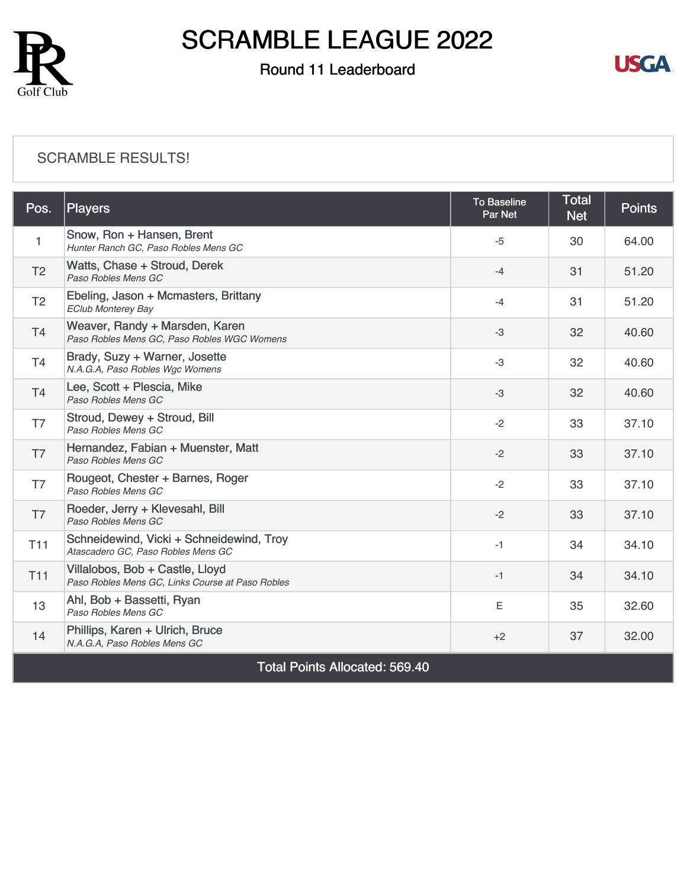# SCRAMBLE LEAGUE 2022

## Round 11 Leaderboard

SCRAMBLE RESULTS!

| Pos. | Players | To Baseline Par Net | Total Net | Points |
|---|---|---|---|---|
| 1 | Snow, Ron + Hansen, Brent<br>*Hunter Ranch GC, Paso Robles Mens GC* | -5 | 30 | 64.00 |
| T2 | Watts, Chase + Stroud, Derek<br>*Paso Robles Mens GC* | -4 | 31 | 51.20 |
| T2 | Ebeling, Jason + Mcmasters, Brittany<br>*EClub Monterey Bay* | -4 | 31 | 51.20 |
| T4 | Weaver, Randy + Marsden, Karen<br>*Paso Robles Mens GC, Paso Robles WGC Womens* | -3 | 32 | 40.60 |
| T4 | Brady, Suzy + Warner, Josette<br>*N.A.G.A, Paso Robles Wgc Womens* | -3 | 32 | 40.60 |
| T4 | Lee, Scott + Plescia, Mike<br>*Paso Robles Mens GC* | -3 | 32 | 40.60 |
| T7 | Stroud, Dewey + Stroud, Bill<br>*Paso Robles Mens GC* | -2 | 33 | 37.10 |
| T7 | Hernandez, Fabian + Muenster, Matt<br>*Paso Robles Mens GC* | -2 | 33 | 37.10 |
| T7 | Rougeot, Chester + Barnes, Roger<br>*Paso Robles Mens GC* | -2 | 33 | 37.10 |
| T7 | Roeder, Jerry + Klevesahl, Bill<br>*Paso Robles Mens GC* | -2 | 33 | 37.10 |
| T11 | Schneidewind, Vicki + Schneidewind, Troy<br>*Atascadero GC, Paso Robles Mens GC* | -1 | 34 | 34.10 |
| T11 | Villalobos, Bob + Castle, Lloyd<br>*Paso Robles Mens GC, Links Course at Paso Robles* | -1 | 34 | 34.10 |
| 13 | Ahl, Bob + Bassetti, Ryan<br>*Paso Robles Mens GC* | E | 35 | 32.60 |
| 14 | Phillips, Karen + Ulrich, Bruce<br>*N.A.G.A, Paso Robles Mens GC* | +2 | 37 | 32.00 |

Total Points Allocated: 569.40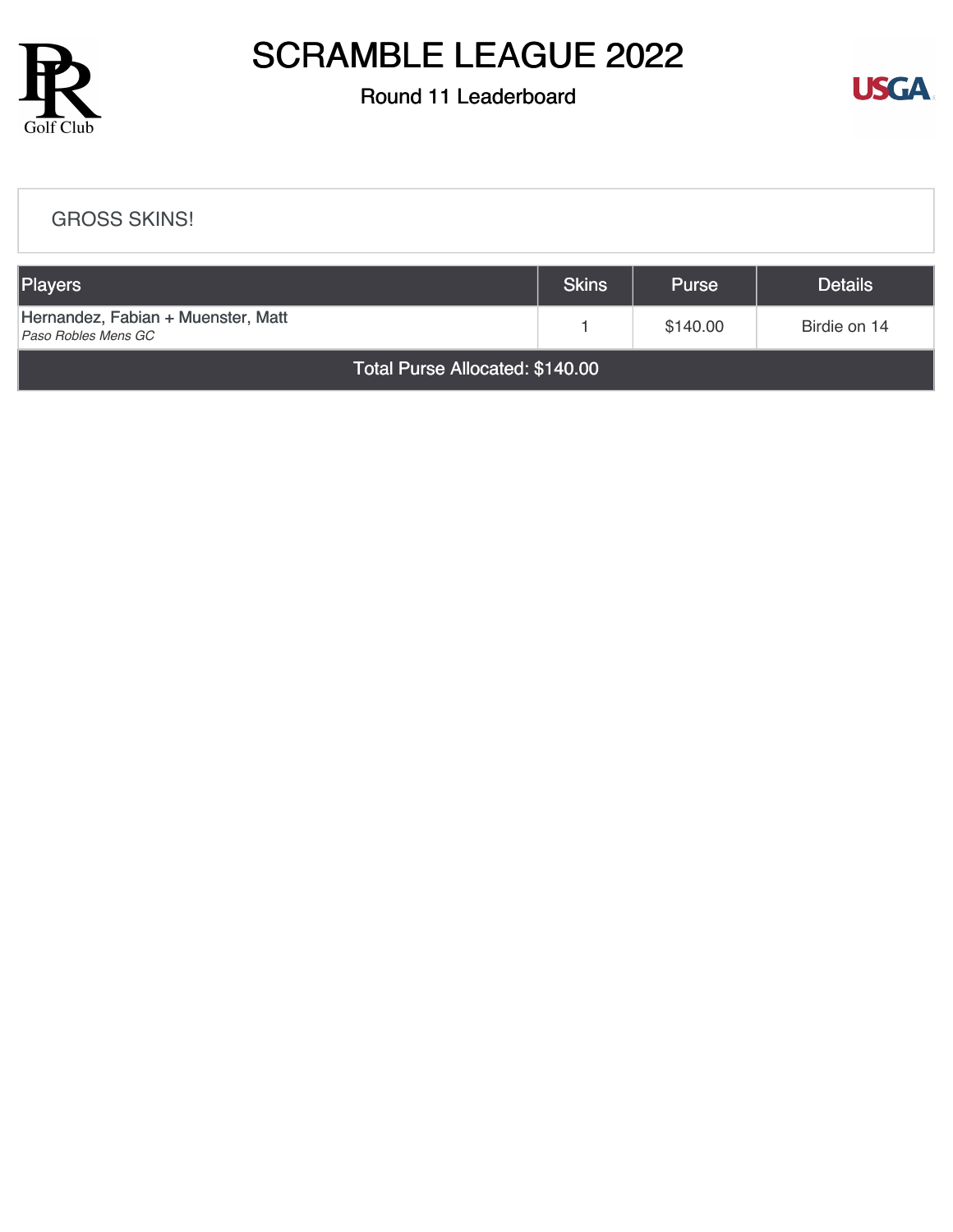# SCRAMBLE LEAGUE 2022

## Round 11 Leaderboard

GROSS SKINS!

| Players | Skins | Purse | Details |
|---|---|---|---|
| Hernandez, Fabian + Muenster, Matt<br>*Paso Robles Mens GC* | 1 | $140.00 | Birdie on 14 |
| Total Purse Allocated: $140.00 | | | |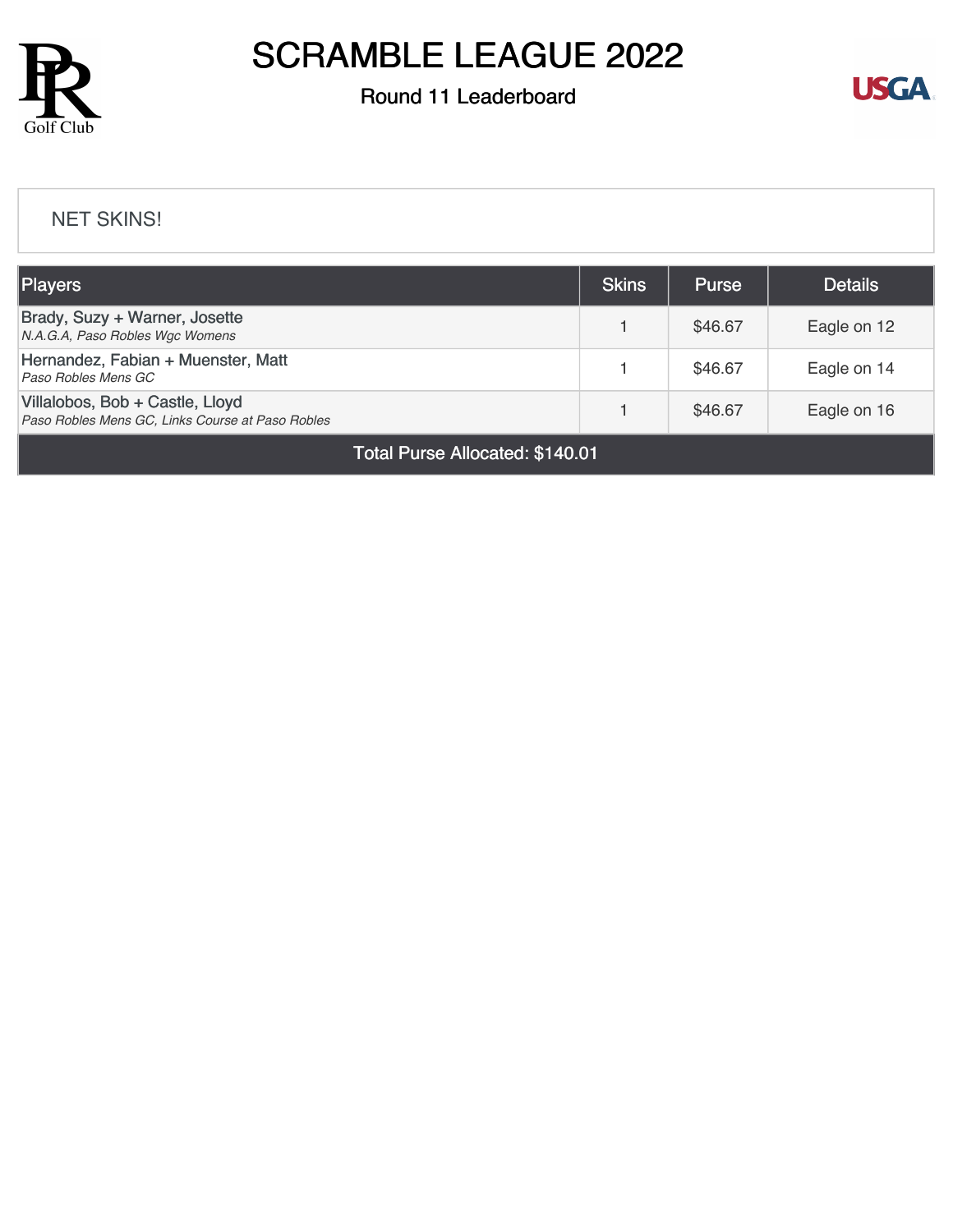# SCRAMBLE LEAGUE 2022

## Round 11 Leaderboard

NET SKINS!

| Players | Skins | Purse | Details |
|---|---|---|---|
| Brady, Suzy + Warner, Josette<br>*N.A.G.A, Paso Robles Wgc Womens* | 1 | $46.67 | Eagle on 12 |
| Hernandez, Fabian + Muenster, Matt<br>*Paso Robles Mens GC* | 1 | $46.67 | Eagle on 14 |
| Villalobos, Bob + Castle, Lloyd<br>*Paso Robles Mens GC, Links Course at Paso Robles* | 1 | $46.67 | Eagle on 16 |
| Total Purse Allocated: $140.01 | | | |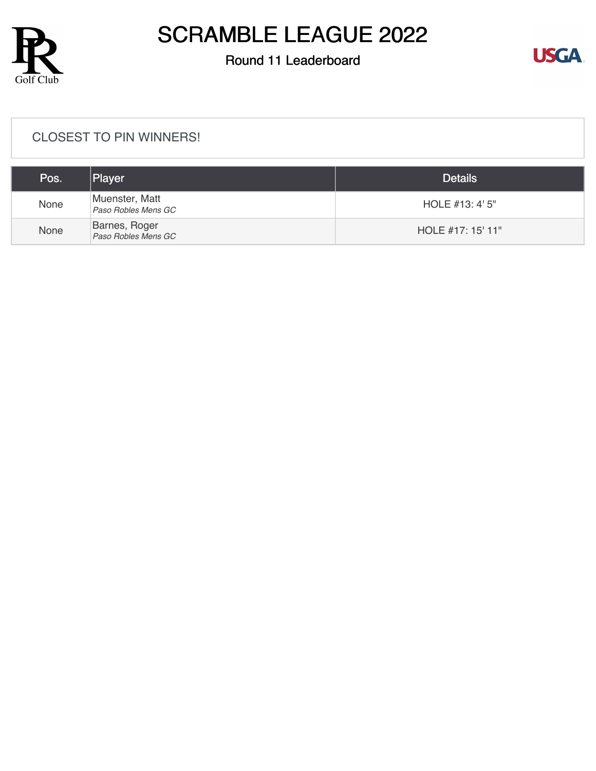# SCRAMBLE LEAGUE 2022

Round 11 Leaderboard

CLOSEST TO PIN WINNERS!

| Pos. | Player | Details |
| --- | --- | --- |
| None | Muenster, Matt<br>*Paso Robles Mens GC* | HOLE #13: 4' 5" |
| None | Barnes, Roger<br>*Paso Robles Mens GC* | HOLE #17: 15' 11" |